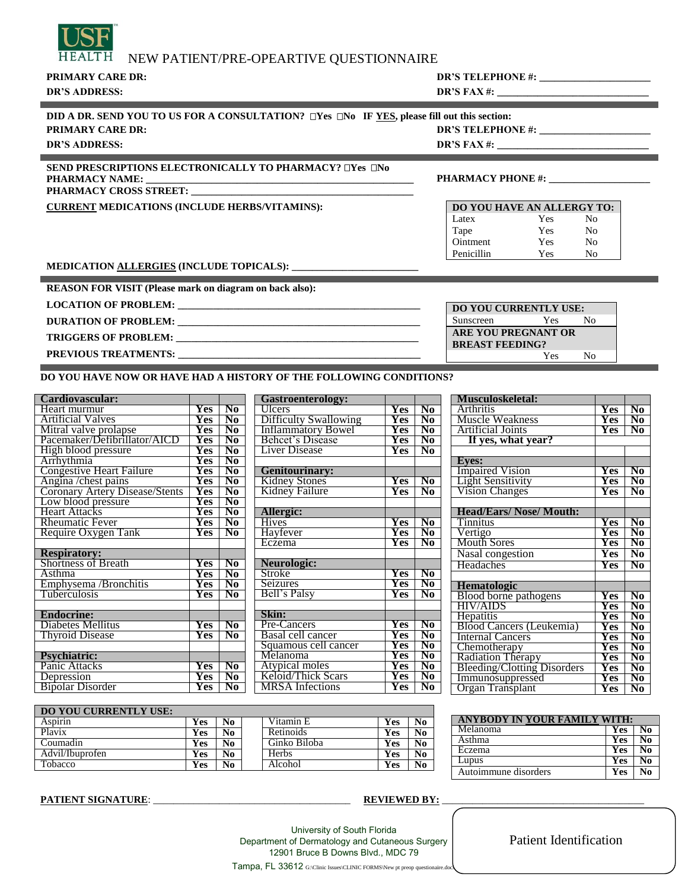USF HEALTH

# NEW PATIENT/PRE-OPEARTIVE QUESTIONNAIRE

**PRIMARY CARE DR:** **DR'S TELEPHONE #:** ____________________

**DR'S ADDRESS:** **DR'S FAX #:** ____________________________

**DID A DR. SEND YOU TO US FOR A CONSULTATION?** ☐Yes ☐No **IF YES, please fill out this section:**

**PRIMARY CARE DR:** **DR'S TELEPHONE #:** ____________________

**DR'S ADDRESS:** **DR'S FAX #:** ____________________________

**SEND PRESCRIPTIONS ELECTRONICALLY TO PHARMACY?** ☐Yes ☐No

**PHARMACY NAME:** ____________________________________________ **PHARMACY PHONE #:** __________________

**PHARMACY CROSS STREET:** ______________________________________

**CURRENT MEDICATIONS (INCLUDE HERBS/VITAMINS):**

| DO YOU HAVE AN ALLERGY TO: | | |
|---|---|---|
| Latex | Yes | No |
| Tape | Yes | No |
| Ointment | Yes | No |
| Penicillin | Yes | No |

**MEDICATION ALLERGIES (INCLUDE TOPICALS):** ________________________

**REASON FOR VISIT (Please mark on diagram on back also):**

**LOCATION OF PROBLEM:** ____________________________________________

**DURATION OF PROBLEM:** ____________________________________________

**TRIGGERS OF PROBLEM:** ____________________________________________

**PREVIOUS TREATMENTS:** ____________________________________________

| DO YOU CURRENTLY USE: | | |
|---|---|---|
| Sunscreen | Yes | No |
| **ARE YOU PREGNANT OR BREAST FEEDING?** | | |
| | Yes | No |

**DO YOU HAVE NOW OR HAVE HAD A HISTORY OF THE FOLLOWING CONDITIONS?**

| Cardiovascular: | | |
|---|---|---|
| Heart murmur | Yes | No |
| Artificial Valves | Yes | No |
| Mitral valve prolapse | Yes | No |
| Pacemaker/Defibrillator/AICD | Yes | No |
| High blood pressure | Yes | No |
| Arrhythmia | Yes | No |
| Congestive Heart Failure | Yes | No |
| Angina /chest pains | Yes | No |
| Coronary Artery Disease/Stents | Yes | No |
| Low blood pressure | Yes | No |
| Heart Attacks | Yes | No |
| Rheumatic Fever | Yes | No |
| Require Oxygen Tank | Yes | No |
| **Respiratory:** | | |
| Shortness of Breath | Yes | No |
| Asthma | Yes | No |
| Emphysema /Bronchitis | Yes | No |
| Tuberculosis | Yes | No |
| **Endocrine:** | | |
| Diabetes Mellitus | Yes | No |
| Thyroid Disease | Yes | No |
| **Psychiatric:** | | |
| Panic Attacks | Yes | No |
| Depression | Yes | No |
| Bipolar Disorder | Yes | No |

| Gastroenterology: | | |
|---|---|---|
| Ulcers | Yes | No |
| Difficulty Swallowing | Yes | No |
| Inflammatory Bowel | Yes | No |
| Behcet's Disease | Yes | No |
| Liver Disease | Yes | No |
| **Genitourinary:** | | |
| Kidney Stones | Yes | No |
| Kidney Failure | Yes | No |
| **Allergic:** | | |
| Hives | Yes | No |
| Hayfever | Yes | No |
| Eczema | Yes | No |
| **Neurologic:** | | |
| Stroke | Yes | No |
| Seizures | Yes | No |
| Bell's Palsy | Yes | No |
| **Skin:** | | |
| Pre-Cancers | Yes | No |
| Basal cell cancer | Yes | No |
| Squamous cell cancer | Yes | No |
| Melanoma | Yes | No |
| Atypical moles | Yes | No |
| Keloid/Thick Scars | Yes | No |
| MRSA Infections | Yes | No |

| Musculoskeletal: | | |
|---|---|---|
| Arthritis | Yes | No |
| Muscle Weakness | Yes | No |
| Artificial Joints | Yes | No |
| If yes, what year? | | |
| **Eyes:** | | |
| Impaired Vision | Yes | No |
| Light Sensitivity | Yes | No |
| Vision Changes | Yes | No |
| **Head/Ears/ Nose/ Mouth:** | | |
| Tinnitus | Yes | No |
| Vertigo | Yes | No |
| Mouth Sores | Yes | No |
| Nasal congestion | Yes | No |
| Headaches | Yes | No |
| **Hematologic** | | |
| Blood borne pathogens | Yes | No |
| HIV/AIDS | Yes | No |
| Hepatitis | Yes | No |
| Blood Cancers (Leukemia) | Yes | No |
| Internal Cancers | Yes | No |
| Chemotherapy | Yes | No |
| Radiation Therapy | Yes | No |
| Bleeding/Clotting Disorders | Yes | No |
| Immunosuppressed | Yes | No |
| Organ Transplant | Yes | No |

| DO YOU CURRENTLY USE: | | | | | |
|---|---|---|---|---|---|
| Aspirin | Yes | No | Vitamin E | Yes | No |
| Plavix | Yes | No | Retinoids | Yes | No |
| Coumadin | Yes | No | Ginko Biloba | Yes | No |
| Advil/Ibuprofen | Yes | No | Herbs | Yes | No |
| Tobacco | Yes | No | Alcohol | Yes | No |

| ANYBODY IN YOUR FAMILY WITH: | | |
|---|---|---|
| Melanoma | Yes | No |
| Asthma | Yes | No |
| Eczema | Yes | No |
| Lupus | Yes | No |
| Autoimmune disorders | Yes | No |

**PATIENT SIGNATURE**: ____________________________________ **REVIEWED BY:** ______________________________________

University of South Florida
Department of Dermatology and Cutaneous Surgery
12901 Bruce B Downs Blvd., MDC 79
Tampa, FL 33612 G:\Clinic Issues\CLINIC FORMS\New pt preop questionnaire.doc

Patient Identification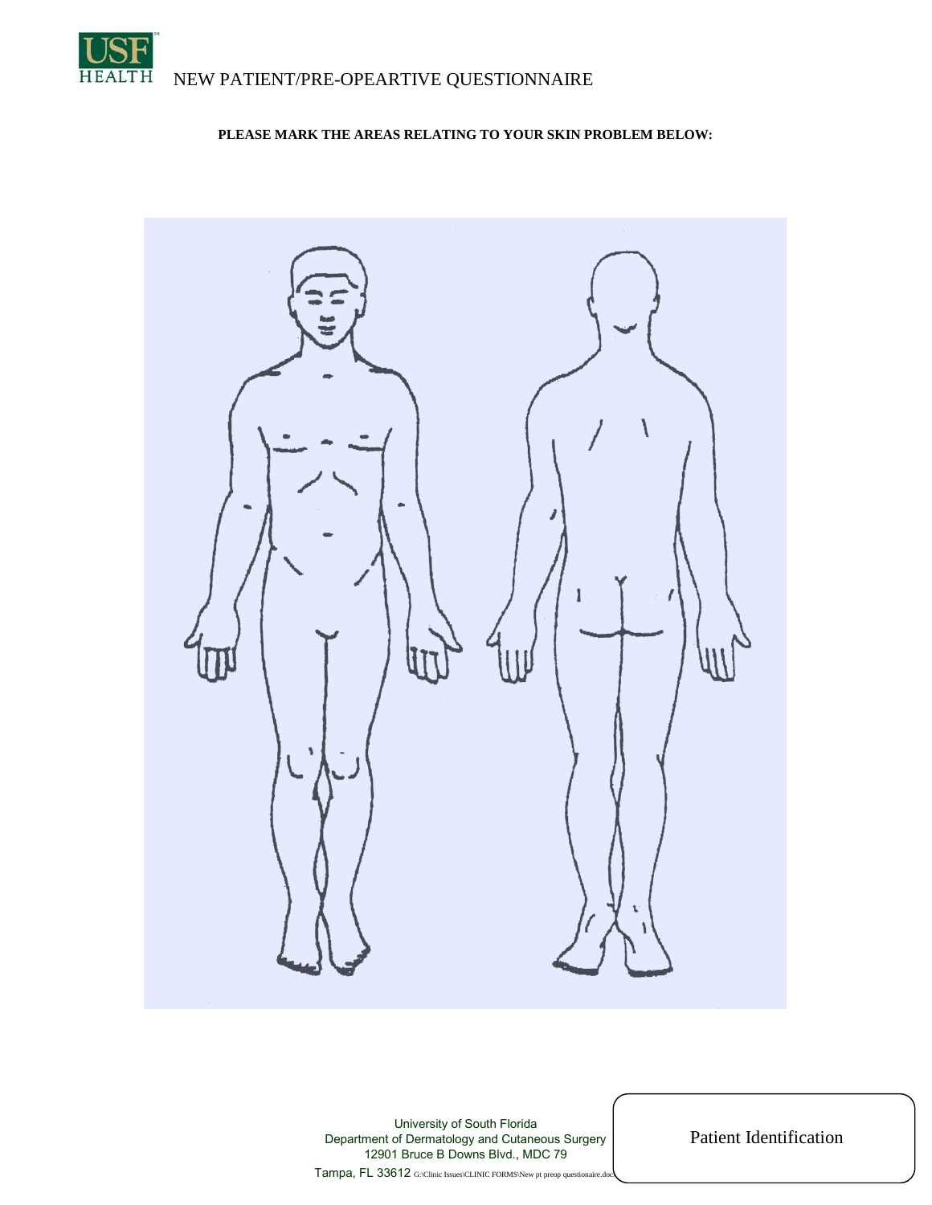NEW PATIENT/PRE-OPEARTIVE QUESTIONNAIRE

**PLEASE MARK THE AREAS RELATING TO YOUR SKIN PROBLEM BELOW:**

University of South Florida
Department of Dermatology and Cutaneous Surgery
12901 Bruce B Downs Blvd., MDC 79
Tampa, FL 33612 G:\Clinic Issues\CLINIC FORMS\New pt preop questionaire.doc

Patient Identification